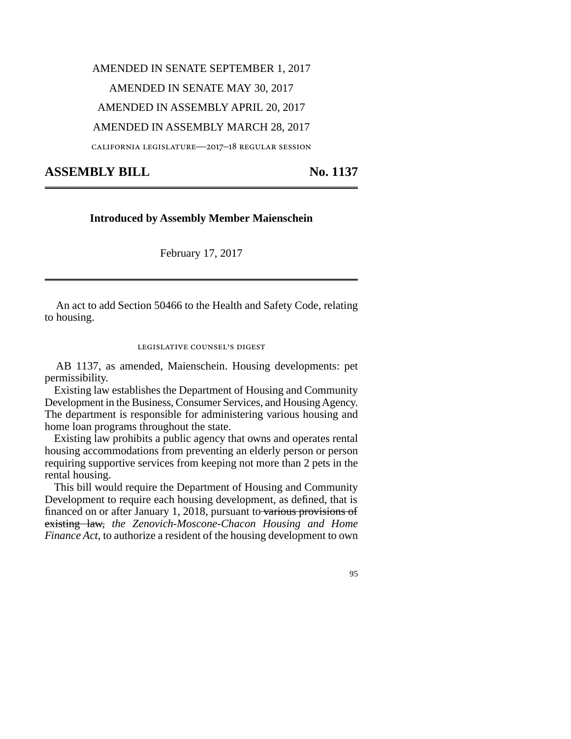AMENDED IN SENATE SEPTEMBER 1, 2017

AMENDED IN SENATE MAY 30, 2017

AMENDED IN ASSEMBLY APRIL 20, 2017

AMENDED IN ASSEMBLY MARCH 28, 2017

CALIFORNIA LEGISLATURE—2017–18 REGULAR SESSION

# ASSEMBLY BILL No. 1137

**Introduced by Assembly Member Maienschein**

February 17, 2017

An act to add Section 50466 to the Health and Safety Code, relating to housing.

LEGISLATIVE COUNSEL'S DIGEST

AB 1137, as amended, Maienschein. Housing developments: pet permissibility.

Existing law establishes the Department of Housing and Community Development in the Business, Consumer Services, and Housing Agency. The department is responsible for administering various housing and home loan programs throughout the state.

Existing law prohibits a public agency that owns and operates rental housing accommodations from preventing an elderly person or person requiring supportive services from keeping not more than 2 pets in the rental housing.

This bill would require the Department of Housing and Community Development to require each housing development, as defined, that is financed on or after January 1, 2018, pursuant to ~~various provisions of existing law,~~ *the Zenovich-Moscone-Chacon Housing and Home Finance Act,* to authorize a resident of the housing development to own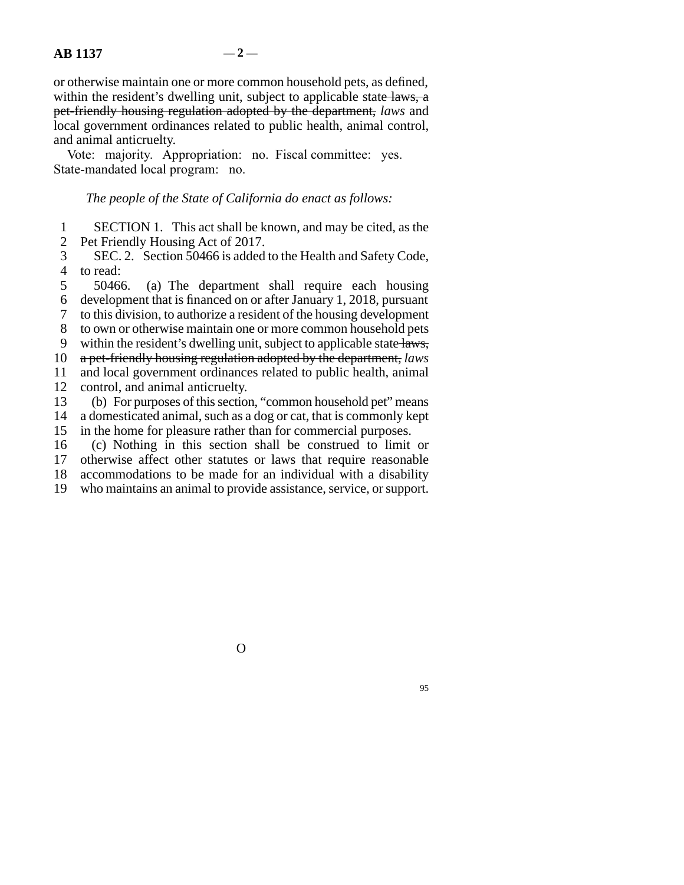or otherwise maintain one or more common household pets, as defined, within the resident's dwelling unit, subject to applicable state ~~laws, a pet-friendly housing regulation adopted by the department,~~ *laws* and local government ordinances related to public health, animal control, and animal anticruelty.

Vote: majority. Appropriation: no. Fiscal committee: yes. State-mandated local program: no.

*The people of the State of California do enact as follows:*

1 SECTION 1. This act shall be known, and may be cited, as the
2 Pet Friendly Housing Act of 2017.
3 SEC. 2. Section 50466 is added to the Health and Safety Code,
4 to read:
5 50466. (a) The department shall require each housing
6 development that is financed on or after January 1, 2018, pursuant
7 to this division, to authorize a resident of the housing development
8 to own or otherwise maintain one or more common household pets
9 within the resident's dwelling unit, subject to applicable state ~~laws,~~
10 ~~a pet-friendly housing regulation adopted by the department,~~ *laws*
11 and local government ordinances related to public health, animal
12 control, and animal anticruelty.
13 (b) For purposes of this section, "common household pet" means
14 a domesticated animal, such as a dog or cat, that is commonly kept
15 in the home for pleasure rather than for commercial purposes.
16 (c) Nothing in this section shall be construed to limit or
17 otherwise affect other statutes or laws that require reasonable
18 accommodations to be made for an individual with a disability
19 who maintains an animal to provide assistance, service, or support.

O